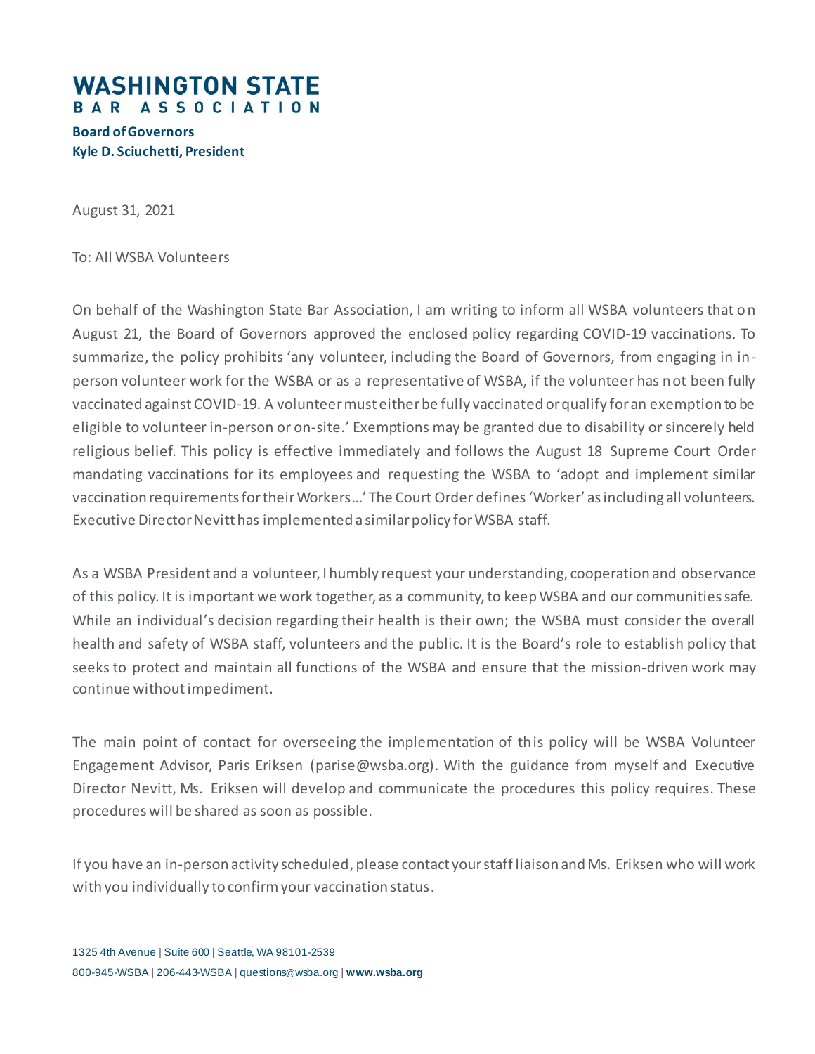# WASHINGTON STATE BAR ASSOCIATION

**Board of Governors**
**Kyle D. Sciuchetti, President**

August 31, 2021

To: All WSBA Volunteers

On behalf of the Washington State Bar Association, I am writing to inform all WSBA volunteers that on August 21, the Board of Governors approved the enclosed policy regarding COVID-19 vaccinations. To summarize, the policy prohibits 'any volunteer, including the Board of Governors, from engaging in in-person volunteer work for the WSBA or as a representative of WSBA, if the volunteer has not been fully vaccinated against COVID-19. A volunteer must either be fully vaccinated or qualify for an exemption to be eligible to volunteer in-person or on-site.' Exemptions may be granted due to disability or sincerely held religious belief. This policy is effective immediately and follows the August 18 Supreme Court Order mandating vaccinations for its employees and requesting the WSBA to 'adopt and implement similar vaccination requirements for their Workers…' The Court Order defines 'Worker' as including all volunteers. Executive Director Nevitt has implemented a similar policy for WSBA staff.

As a WSBA President and a volunteer, I humbly request your understanding, cooperation and observance of this policy. It is important we work together, as a community, to keep WSBA and our communities safe. While an individual's decision regarding their health is their own; the WSBA must consider the overall health and safety of WSBA staff, volunteers and the public. It is the Board's role to establish policy that seeks to protect and maintain all functions of the WSBA and ensure that the mission-driven work may continue without impediment.

The main point of contact for overseeing the implementation of this policy will be WSBA Volunteer Engagement Advisor, Paris Eriksen (parise@wsba.org). With the guidance from myself and Executive Director Nevitt, Ms. Eriksen will develop and communicate the procedures this policy requires. These procedures will be shared as soon as possible.

If you have an in-person activity scheduled, please contact your staff liaison and Ms. Eriksen who will work with you individually to confirm your vaccination status.

1325 4th Avenue | Suite 600 | Seattle, WA 98101-2539
800-945-WSBA | 206-443-WSBA | questions@wsba.org | **www.wsba.org**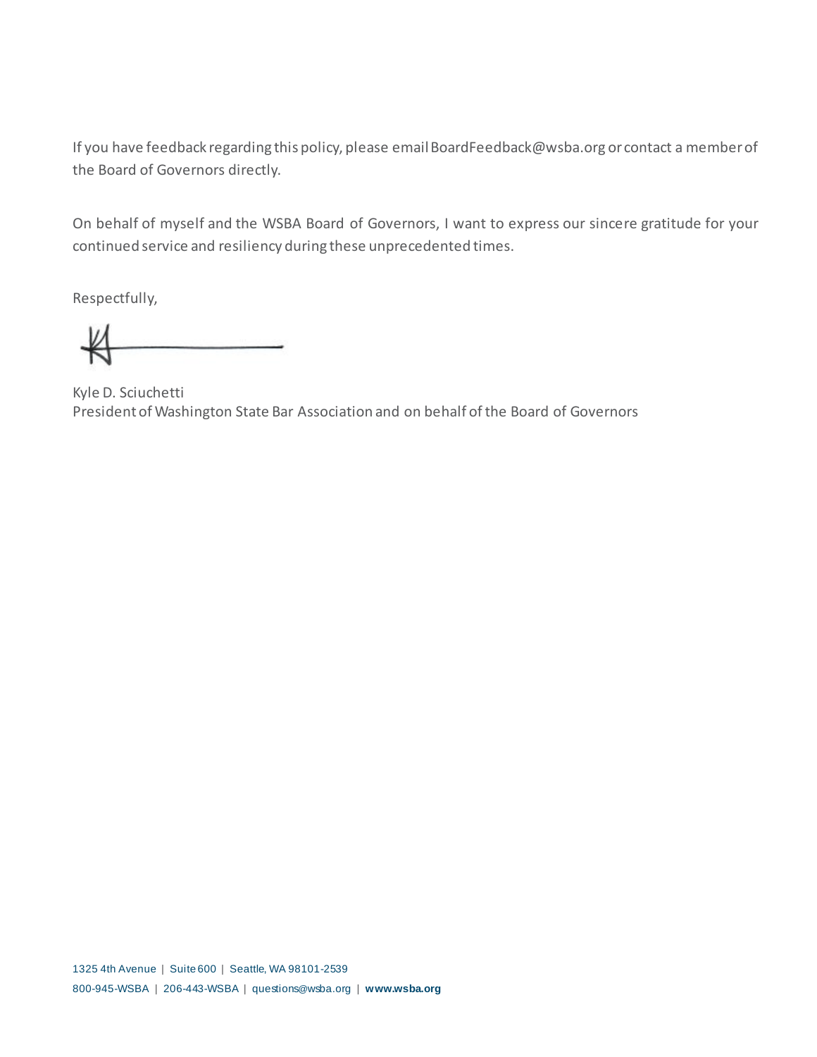If you have feedback regarding this policy, please email BoardFeedback@wsba.org or contact a member of the Board of Governors directly.

On behalf of myself and the WSBA Board of Governors, I want to express our sincere gratitude for your continued service and resiliency during these unprecedented times.

Respectfully,

Kyle D. Sciuchetti
President of Washington State Bar Association and on behalf of the Board of Governors

1325 4th Avenue | Suite 600 | Seattle, WA 98101-2539
800-945-WSBA | 206-443-WSBA | questions@wsba.org | **www.wsba.org**